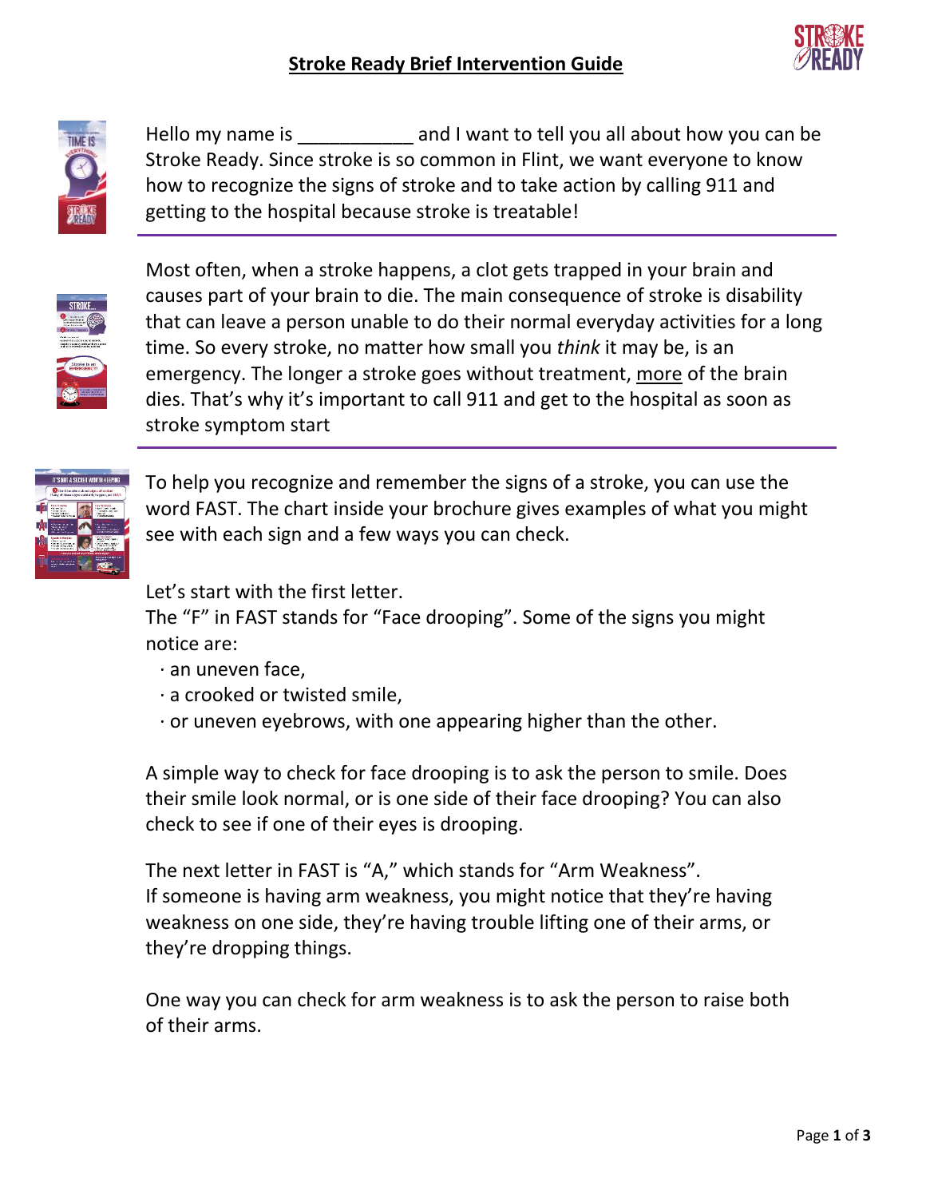# Stroke Ready Brief Intervention Guide

Hello my name is ___________ and I want to tell you all about how you can be Stroke Ready. Since stroke is so common in Flint, we want everyone to know how to recognize the signs of stroke and to take action by calling 911 and getting to the hospital because stroke is treatable!

---

Most often, when a stroke happens, a clot gets trapped in your brain and causes part of your brain to die. The main consequence of stroke is disability that can leave a person unable to do their normal everyday activities for a long time. So every stroke, no matter how small you *think* it may be, is an emergency. The longer a stroke goes without treatment, more of the brain dies. That's why it's important to call 911 and get to the hospital as soon as stroke symptom start

---

To help you recognize and remember the signs of a stroke, you can use the word FAST. The chart inside your brochure gives examples of what you might see with each sign and a few ways you can check.

Let's start with the first letter.
The "F" in FAST stands for "Face drooping". Some of the signs you might notice are:

- an uneven face,
- a crooked or twisted smile,
- or uneven eyebrows, with one appearing higher than the other.

A simple way to check for face drooping is to ask the person to smile. Does their smile look normal, or is one side of their face drooping? You can also check to see if one of their eyes is drooping.

The next letter in FAST is "A," which stands for "Arm Weakness".
If someone is having arm weakness, you might notice that they're having weakness on one side, they're having trouble lifting one of their arms, or they're dropping things.

One way you can check for arm weakness is to ask the person to raise both of their arms.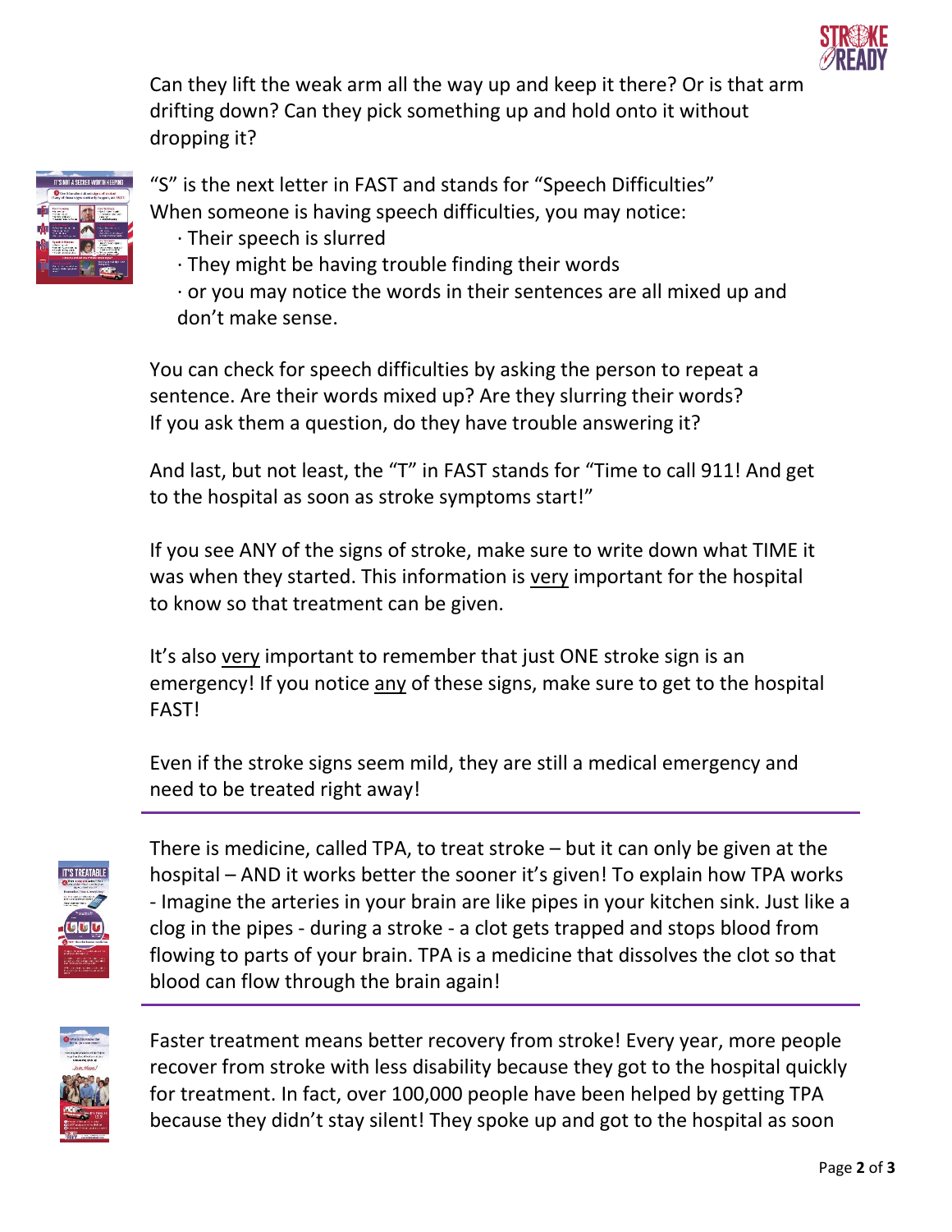Can they lift the weak arm all the way up and keep it there? Or is that arm drifting down? Can they pick something up and hold onto it without dropping it?

"S" is the next letter in FAST and stands for "Speech Difficulties"
When someone is having speech difficulties, you may notice:

- Their speech is slurred
- They might be having trouble finding their words
- or you may notice the words in their sentences are all mixed up and don't make sense.

You can check for speech difficulties by asking the person to repeat a sentence. Are their words mixed up? Are they slurring their words? If you ask them a question, do they have trouble answering it?

And last, but not least, the "T" in FAST stands for "Time to call 911! And get to the hospital as soon as stroke symptoms start!"

If you see ANY of the signs of stroke, make sure to write down what TIME it was when they started. This information is very important for the hospital to know so that treatment can be given.

It's also very important to remember that just ONE stroke sign is an emergency! If you notice any of these signs, make sure to get to the hospital FAST!

Even if the stroke signs seem mild, they are still a medical emergency and need to be treated right away!

---

There is medicine, called TPA, to treat stroke – but it can only be given at the hospital – AND it works better the sooner it's given! To explain how TPA works - Imagine the arteries in your brain are like pipes in your kitchen sink. Just like a clog in the pipes - during a stroke - a clot gets trapped and stops blood from flowing to parts of your brain. TPA is a medicine that dissolves the clot so that blood can flow through the brain again!

---

Faster treatment means better recovery from stroke! Every year, more people recover from stroke with less disability because they got to the hospital quickly for treatment. In fact, over 100,000 people have been helped by getting TPA because they didn't stay silent! They spoke up and got to the hospital as soon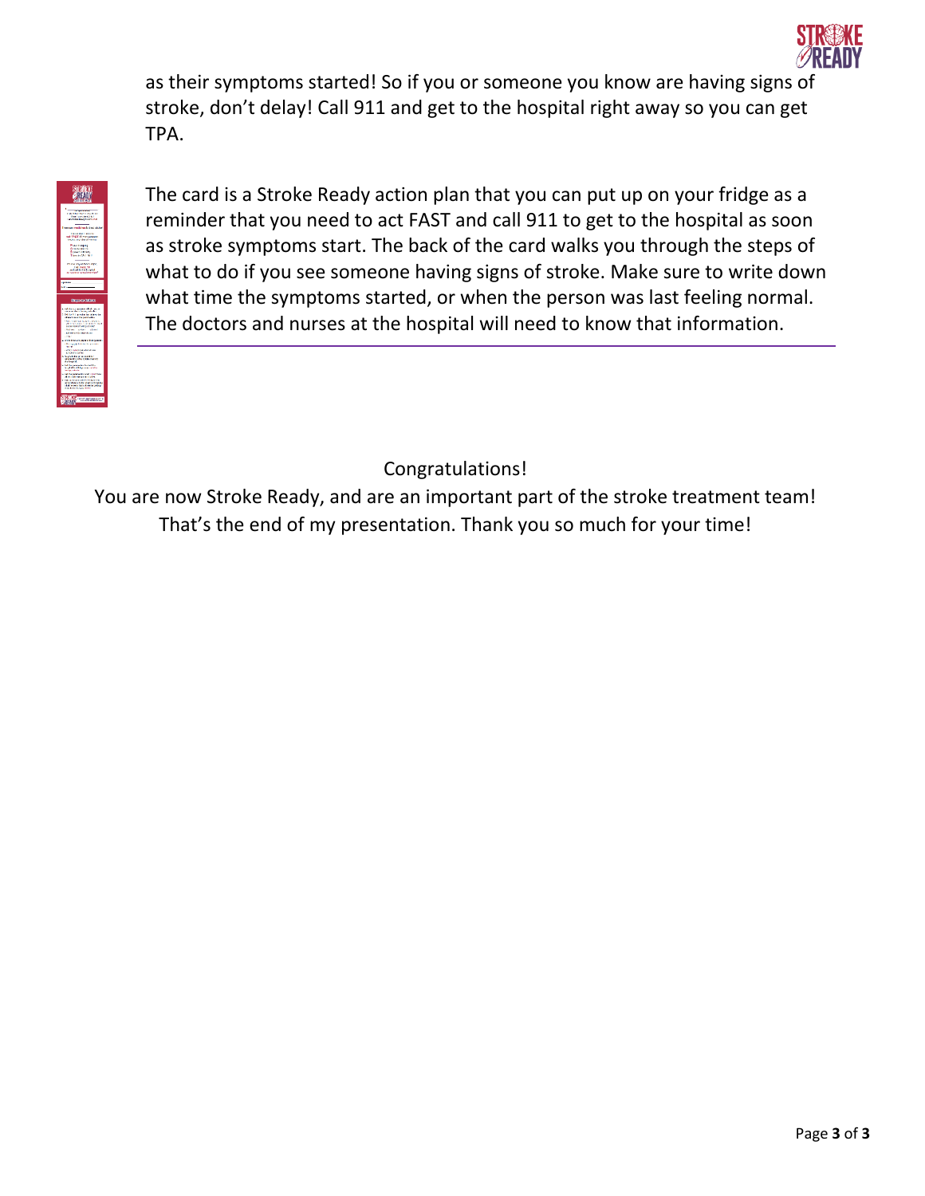as their symptoms started! So if you or someone you know are having signs of stroke, don't delay! Call 911 and get to the hospital right away so you can get TPA.

The card is a Stroke Ready action plan that you can put up on your fridge as a reminder that you need to act FAST and call 911 to get to the hospital as soon as stroke symptoms start. The back of the card walks you through the steps of what to do if you see someone having signs of stroke. Make sure to write down what time the symptoms started, or when the person was last feeling normal. The doctors and nurses at the hospital will need to know that information.

---

Congratulations!

You are now Stroke Ready, and are an important part of the stroke treatment team!

That's the end of my presentation. Thank you so much for your time!